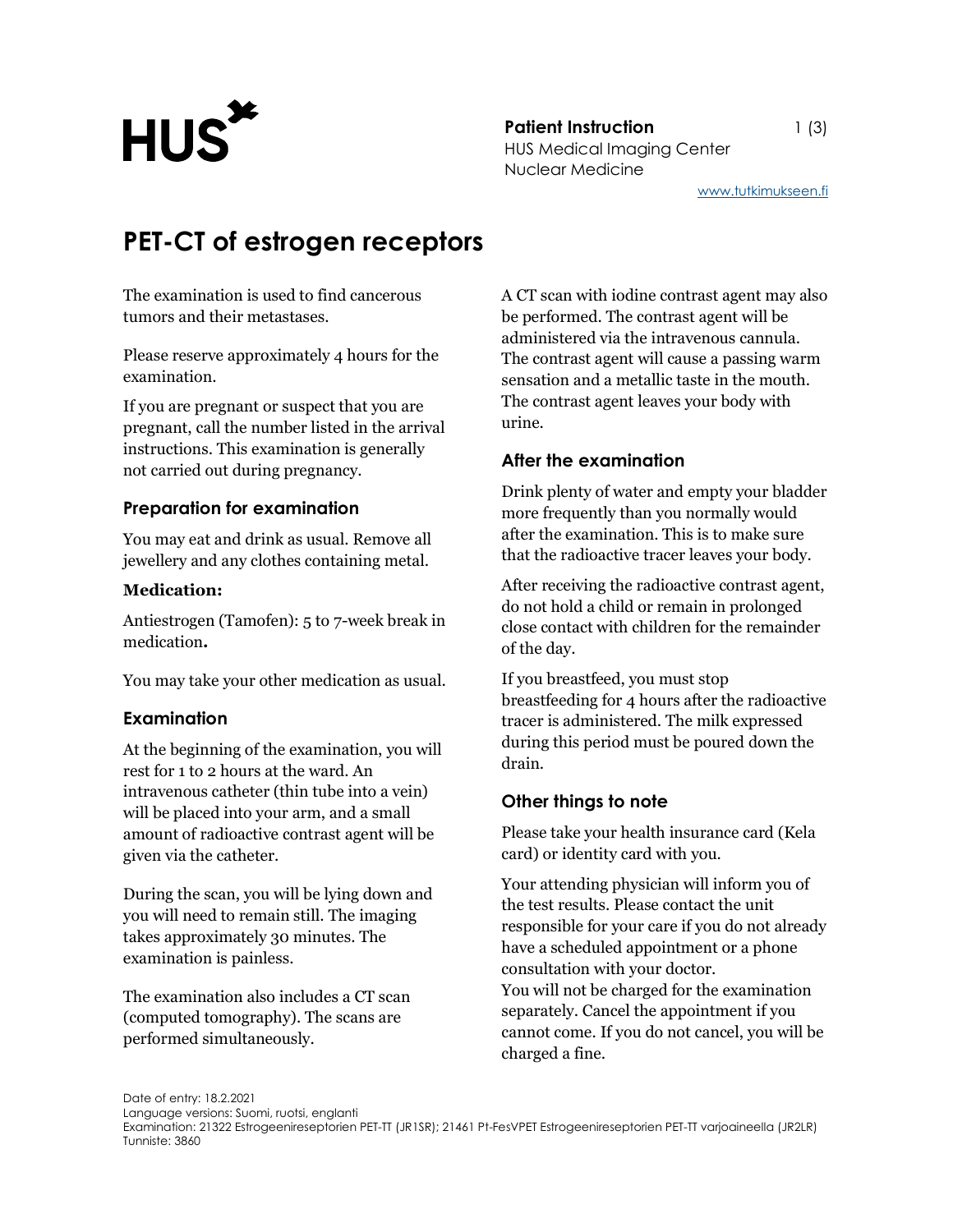HUS

**Patient Instruction**
HUS Medical Imaging Center
Nuclear Medicine

www.tutkimukseen.fi

# PET-CT of estrogen receptors

The examination is used to find cancerous tumors and their metastases.

Please reserve approximately 4 hours for the examination.

If you are pregnant or suspect that you are pregnant, call the number listed in the arrival instructions. This examination is generally not carried out during pregnancy.

## Preparation for examination

You may eat and drink as usual. Remove all jewellery and any clothes containing metal.

**Medication:**

Antiestrogen (Tamofen): 5 to 7-week break in medication**.**

You may take your other medication as usual.

## Examination

At the beginning of the examination, you will rest for 1 to 2 hours at the ward. An intravenous catheter (thin tube into a vein) will be placed into your arm, and a small amount of radioactive contrast agent will be given via the catheter.

During the scan, you will be lying down and you will need to remain still. The imaging takes approximately 30 minutes. The examination is painless.

The examination also includes a CT scan (computed tomography). The scans are performed simultaneously.

A CT scan with iodine contrast agent may also be performed. The contrast agent will be administered via the intravenous cannula. The contrast agent will cause a passing warm sensation and a metallic taste in the mouth. The contrast agent leaves your body with urine.

## After the examination

Drink plenty of water and empty your bladder more frequently than you normally would after the examination. This is to make sure that the radioactive tracer leaves your body.

After receiving the radioactive contrast agent, do not hold a child or remain in prolonged close contact with children for the remainder of the day.

If you breastfeed, you must stop breastfeeding for 4 hours after the radioactive tracer is administered. The milk expressed during this period must be poured down the drain.

## Other things to note

Please take your health insurance card (Kela card) or identity card with you.

Your attending physician will inform you of the test results. Please contact the unit responsible for your care if you do not already have a scheduled appointment or a phone consultation with your doctor.
You will not be charged for the examination separately. Cancel the appointment if you cannot come. If you do not cancel, you will be charged a fine.

Date of entry: 18.2.2021
Language versions: Suomi, ruotsi, englanti
Examination: 21322 Estrogeenireseptorien PET-TT (JR1SR); 21461 Pt-FesVPET Estrogeenireseptorien PET-TT varjoaineella (JR2LR)
Tunniste: 3860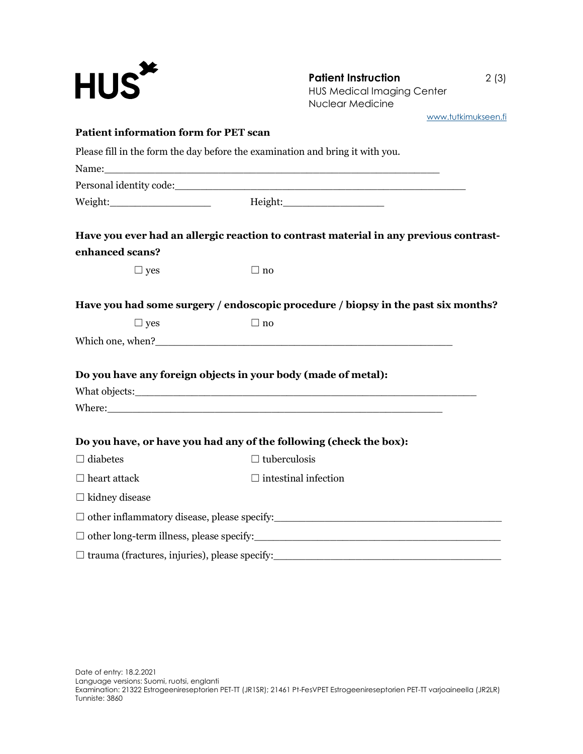**Patient Instruction**
HUS Medical Imaging Center
Nuclear Medicine

www.tutkimukseen.fi

## Patient information form for PET scan

Please fill in the form the day before the examination and bring it with you.

Name:_______________________________________________________

Personal identity code:_______________________________________________

Weight:_________________ Height:_________________

**Have you ever had an allergic reaction to contrast material in any previous contrast-enhanced scans?**

☐ yes ☐ no

**Have you had some surgery / endoscopic procedure / biopsy in the past six months?**

☐ yes ☐ no

Which one, when?_________________________________________________

**Do you have any foreign objects in your body (made of metal):**

What objects:______________________________________________________

Where:___________________________________________________________

**Do you have, or have you had any of the following (check the box):**

☐ diabetes ☐ tuberculosis

☐ heart attack ☐ intestinal infection

☐ kidney disease

☐ other inflammatory disease, please specify:___________________________________

☐ other long-term illness, please specify:_____________________________________

☐ trauma (fractures, injuries), please specify:__________________________________

Date of entry: 18.2.2021
Language versions: Suomi, ruotsi, englanti
Examination: 21322 Estrogeenireseptorien PET-TT (JR1SR); 21461 Pt-FesVPET Estrogeenireseptorien PET-TT varjoaineella (JR2LR)
Tunniste: 3860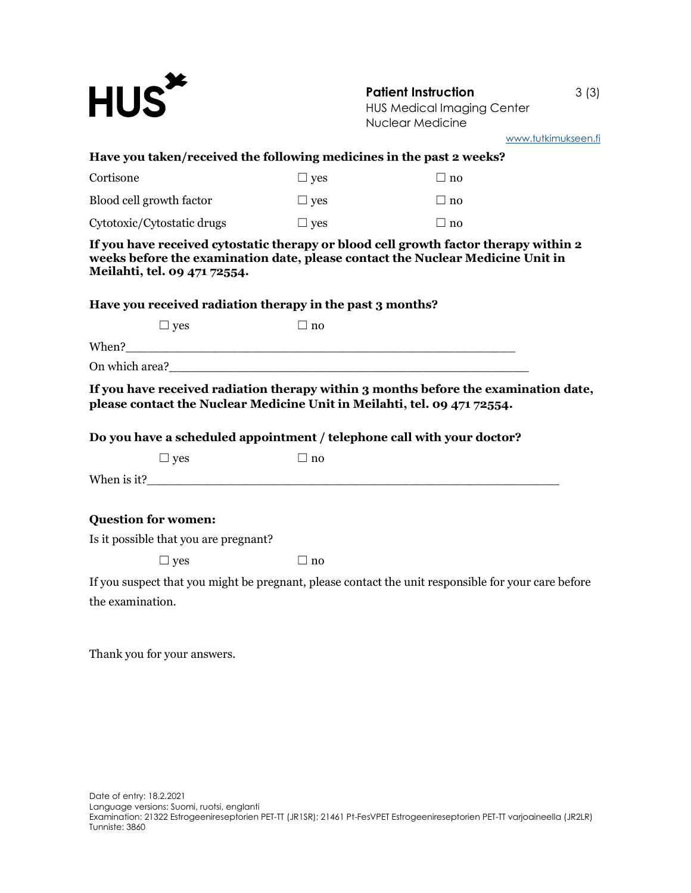**Have you taken/received the following medicines in the past 2 weeks?**

| | | |
|---|---|---|
| Cortisone | ☐ yes | ☐ no |
| Blood cell growth factor | ☐ yes | ☐ no |
| Cytotoxic/Cytostatic drugs | ☐ yes | ☐ no |

**If you have received cytostatic therapy or blood cell growth factor therapy within 2 weeks before the examination date, please contact the Nuclear Medicine Unit in Meilahti, tel. 09 471 72554.**

**Have you received radiation therapy in the past 3 months?**

☐ yes ☐ no

When?\_\_\_\_\_\_\_\_\_\_\_\_\_\_\_\_\_\_\_\_\_\_\_\_\_\_\_\_\_\_\_\_\_\_\_\_\_\_\_\_\_\_\_\_\_\_\_\_\_\_\_\_\_\_

On which area?\_\_\_\_\_\_\_\_\_\_\_\_\_\_\_\_\_\_\_\_\_\_\_\_\_\_\_\_\_\_\_\_\_\_\_\_\_\_\_\_\_\_\_\_\_\_\_\_\_\_

**If you have received radiation therapy within 3 months before the examination date, please contact the Nuclear Medicine Unit in Meilahti, tel. 09 471 72554.**

**Do you have a scheduled appointment / telephone call with your doctor?**

☐ yes ☐ no

When is it?\_\_\_\_\_\_\_\_\_\_\_\_\_\_\_\_\_\_\_\_\_\_\_\_\_\_\_\_\_\_\_\_\_\_\_\_\_\_\_\_\_\_\_\_\_\_\_\_\_\_\_\_\_\_\_\_

**Question for women:**

Is it possible that you are pregnant?

☐ yes ☐ no

If you suspect that you might be pregnant, please contact the unit responsible for your care before the examination.

Thank you for your answers.

Date of entry: 18.2.2021
Language versions: Suomi, ruotsi, englanti
Examination: 21322 Estrogeenireseptorien PET-TT (JR1SR); 21461 Pt-FesVPET Estrogeenireseptorien PET-TT varjoaineella (JR2LR)
Tunniste: 3860